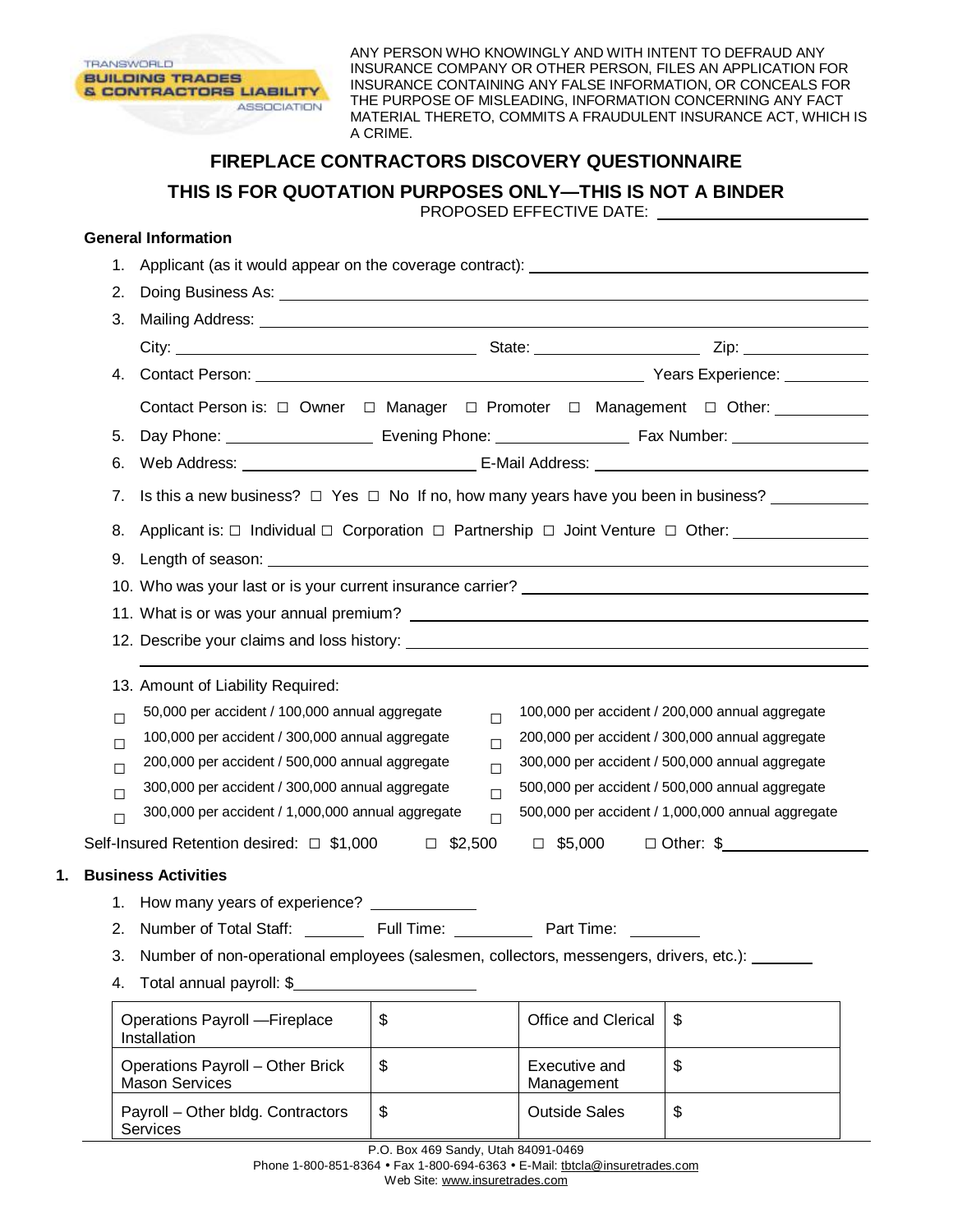ANY PERSON WHO KNOWINGLY AND WITH INTENT TO DEFRAUD ANY INSURANCE COMPANY OR OTHER PERSON, FILES AN APPLICATION FOR INSURANCE CONTAINING ANY FALSE INFORMATION, OR CONCEALS FOR THE PURPOSE OF MISLEADING, INFORMATION CONCERNING ANY FACT MATERIAL THERETO, COMMITS A FRAUDULENT INSURANCE ACT, WHICH IS A CRIME.

# FIREPLACE CONTRACTORS DISCOVERY QUESTIONNAIRE

## THIS IS FOR QUOTATION PURPOSES ONLY—THIS IS NOT A BINDER

PROPOSED EFFECTIVE DATE: ____________________

### General Information

1. Applicant (as it would appear on the coverage contract): ____________________
2. Doing Business As: ____________________
3. Mailing Address: ____________________
   City: ____________________ State: ____________ Zip: __________
4. Contact Person: ____________________ Years Experience: __________
   Contact Person is: ☐ Owner ☐ Manager ☐ Promoter ☐ Management ☐ Other: __________
5. Day Phone: __________ Evening Phone: __________ Fax Number: __________
6. Web Address: ____________________ E-Mail Address: ____________________
7. Is this a new business? ☐ Yes ☐ No If no, how many years have you been in business? __________
8. Applicant is: ☐ Individual ☐ Corporation ☐ Partnership ☐ Joint Venture ☐ Other: __________
9. Length of season: ____________________
10. Who was your last or is your current insurance carrier? ____________________
11. What is or was your annual premium? ____________________
12. Describe your claims and loss history: ____________________
13. Amount of Liability Required:

- ☐ 50,000 per accident / 100,000 annual aggregate
- ☐ 100,000 per accident / 300,000 annual aggregate
- ☐ 200,000 per accident / 500,000 annual aggregate
- ☐ 300,000 per accident / 300,000 annual aggregate
- ☐ 300,000 per accident / 1,000,000 annual aggregate
- ☐ 100,000 per accident / 200,000 annual aggregate
- ☐ 200,000 per accident / 300,000 annual aggregate
- ☐ 300,000 per accident / 500,000 annual aggregate
- ☐ 500,000 per accident / 500,000 annual aggregate
- ☐ 500,000 per accident / 1,000,000 annual aggregate

Self-Insured Retention desired: ☐ $1,000 ☐ $2,500 ☐ $5,000 ☐ Other: $__________

### 1. Business Activities

1. How many years of experience? __________
2. Number of Total Staff: ______ Full Time: ______ Part Time: ______
3. Number of non-operational employees (salesmen, collectors, messengers, drivers, etc.): ______
4. Total annual payroll: $__________

| | | | |
|---|---|---|---|
| Operations Payroll —Fireplace Installation | $ | Office and Clerical | $ |
| Operations Payroll – Other Brick Mason Services | $ | Executive and Management | $ |
| Payroll – Other bldg. Contractors Services | $ | Outside Sales | $ |

P.O. Box 469 Sandy, Utah 84091-0469
Phone 1-800-851-8364 • Fax 1-800-694-6363 • E-Mail: tbtcla@insuretrades.com
Web Site: www.insuretrades.com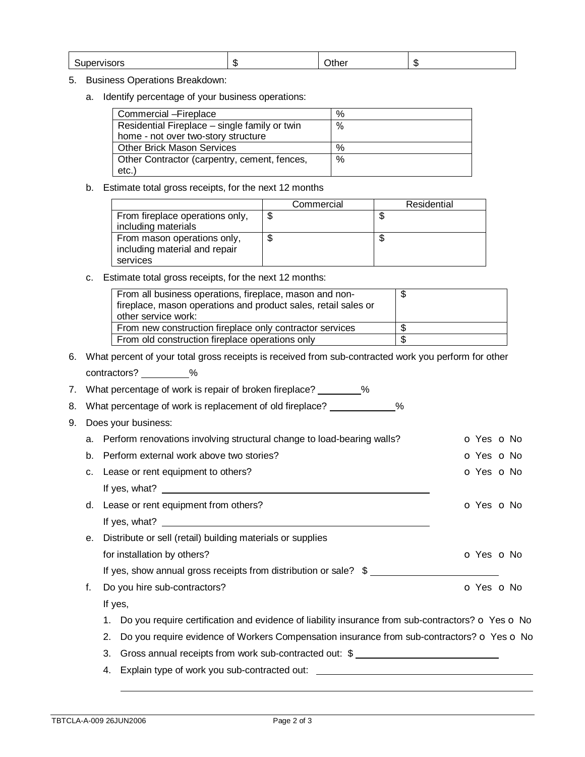| Supervisors | $ | Other | $ |
|---|---|---|---|

5. Business Operations Breakdown:

   a. Identify percentage of your business operations:

| Commercial –Fireplace | % |
|---|---|
| Residential Fireplace – single family or twin home - not over two-story structure | % |
| Other Brick Mason Services | % |
| Other Contractor (carpentry, cement, fences, etc.) | % |

   b. Estimate total gross receipts, for the next 12 months

| | Commercial | Residential |
|---|---|---|
| From fireplace operations only, including materials | $ | $ |
| From mason operations only, including material and repair services | $ | $ |

   c. Estimate total gross receipts, for the next 12 months:

| From all business operations, fireplace, mason and non-fireplace, mason operations and product sales, retail sales or other service work: | $ |
|---|---|
| From new construction fireplace only contractor services | $ |
| From old construction fireplace operations only | $ |

6. What percent of your total gross receipts is received from sub-contracted work you perform for other contractors? _________%

7. What percentage of work is repair of broken fireplace? ________%

8. What percentage of work is replacement of old fireplace? ____________%

9. Does your business:

   a. Perform renovations involving structural change to load-bearing walls? o Yes o No

   b. Perform external work above two stories? o Yes o No

   c. Lease or rent equipment to others? o Yes o No

      If yes, what? ________________________________________

   d. Lease or rent equipment from others? o Yes o No

      If yes, what? ________________________________________

   e. Distribute or sell (retail) building materials or supplies for installation by others? o Yes o No

      If yes, show annual gross receipts from distribution or sale? $ ____________________

   f. Do you hire sub-contractors? o Yes o No

      If yes,

      1. Do you require certification and evidence of liability insurance from sub-contractors? o Yes o No
      2. Do you require evidence of Workers Compensation insurance from sub-contractors? o Yes o No
      3. Gross annual receipts from work sub-contracted out: $ ____________________
      4. Explain type of work you sub-contracted out: ________________________________________

      ________________________________________________________________

TBTCLA-A-009 26JUN2006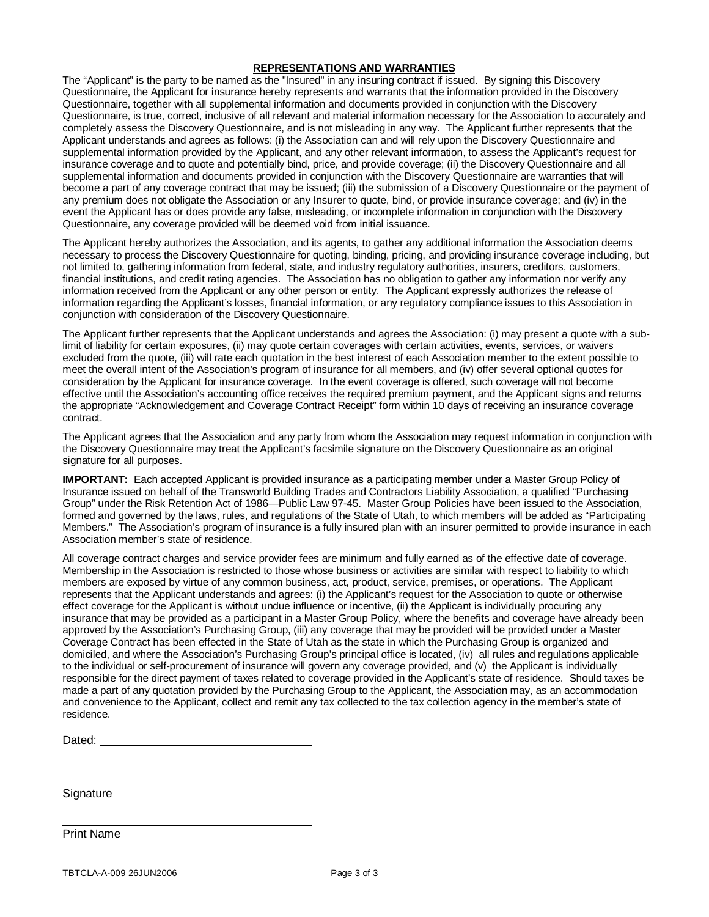## REPRESENTATIONS AND WARRANTIES

The "Applicant" is the party to be named as the "Insured" in any insuring contract if issued. By signing this Discovery Questionnaire, the Applicant for insurance hereby represents and warrants that the information provided in the Discovery Questionnaire, together with all supplemental information and documents provided in conjunction with the Discovery Questionnaire, is true, correct, inclusive of all relevant and material information necessary for the Association to accurately and completely assess the Discovery Questionnaire, and is not misleading in any way. The Applicant further represents that the Applicant understands and agrees as follows: (i) the Association can and will rely upon the Discovery Questionnaire and supplemental information provided by the Applicant, and any other relevant information, to assess the Applicant's request for insurance coverage and to quote and potentially bind, price, and provide coverage; (ii) the Discovery Questionnaire and all supplemental information and documents provided in conjunction with the Discovery Questionnaire are warranties that will become a part of any coverage contract that may be issued; (iii) the submission of a Discovery Questionnaire or the payment of any premium does not obligate the Association or any Insurer to quote, bind, or provide insurance coverage; and (iv) in the event the Applicant has or does provide any false, misleading, or incomplete information in conjunction with the Discovery Questionnaire, any coverage provided will be deemed void from initial issuance.

The Applicant hereby authorizes the Association, and its agents, to gather any additional information the Association deems necessary to process the Discovery Questionnaire for quoting, binding, pricing, and providing insurance coverage including, but not limited to, gathering information from federal, state, and industry regulatory authorities, insurers, creditors, customers, financial institutions, and credit rating agencies. The Association has no obligation to gather any information nor verify any information received from the Applicant or any other person or entity. The Applicant expressly authorizes the release of information regarding the Applicant's losses, financial information, or any regulatory compliance issues to this Association in conjunction with consideration of the Discovery Questionnaire.

The Applicant further represents that the Applicant understands and agrees the Association: (i) may present a quote with a sub-limit of liability for certain exposures, (ii) may quote certain coverages with certain activities, events, services, or waivers excluded from the quote, (iii) will rate each quotation in the best interest of each Association member to the extent possible to meet the overall intent of the Association's program of insurance for all members, and (iv) offer several optional quotes for consideration by the Applicant for insurance coverage. In the event coverage is offered, such coverage will not become effective until the Association's accounting office receives the required premium payment, and the Applicant signs and returns the appropriate "Acknowledgement and Coverage Contract Receipt" form within 10 days of receiving an insurance coverage contract.

The Applicant agrees that the Association and any party from whom the Association may request information in conjunction with the Discovery Questionnaire may treat the Applicant's facsimile signature on the Discovery Questionnaire as an original signature for all purposes.

**IMPORTANT:** Each accepted Applicant is provided insurance as a participating member under a Master Group Policy of Insurance issued on behalf of the Transworld Building Trades and Contractors Liability Association, a qualified "Purchasing Group" under the Risk Retention Act of 1986—Public Law 97-45. Master Group Policies have been issued to the Association, formed and governed by the laws, rules, and regulations of the State of Utah, to which members will be added as "Participating Members." The Association's program of insurance is a fully insured plan with an insurer permitted to provide insurance in each Association member's state of residence.

All coverage contract charges and service provider fees are minimum and fully earned as of the effective date of coverage. Membership in the Association is restricted to those whose business or activities are similar with respect to liability to which members are exposed by virtue of any common business, act, product, service, premises, or operations. The Applicant represents that the Applicant understands and agrees: (i) the Applicant's request for the Association to quote or otherwise effect coverage for the Applicant is without undue influence or incentive, (ii) the Applicant is individually procuring any insurance that may be provided as a participant in a Master Group Policy, where the benefits and coverage have already been approved by the Association's Purchasing Group, (iii) any coverage that may be provided will be provided under a Master Coverage Contract has been effected in the State of Utah as the state in which the Purchasing Group is organized and domiciled, and where the Association's Purchasing Group's principal office is located, (iv) all rules and regulations applicable to the individual or self-procurement of insurance will govern any coverage provided, and (v) the Applicant is individually responsible for the direct payment of taxes related to coverage provided in the Applicant's state of residence. Should taxes be made a part of any quotation provided by the Purchasing Group to the Applicant, the Association may, as an accommodation and convenience to the Applicant, collect and remit any tax collected to the tax collection agency in the member's state of residence.

Dated: ________________________________

________________________________
Signature

________________________________
Print Name

TBTCLA-A-009 26JUN2006